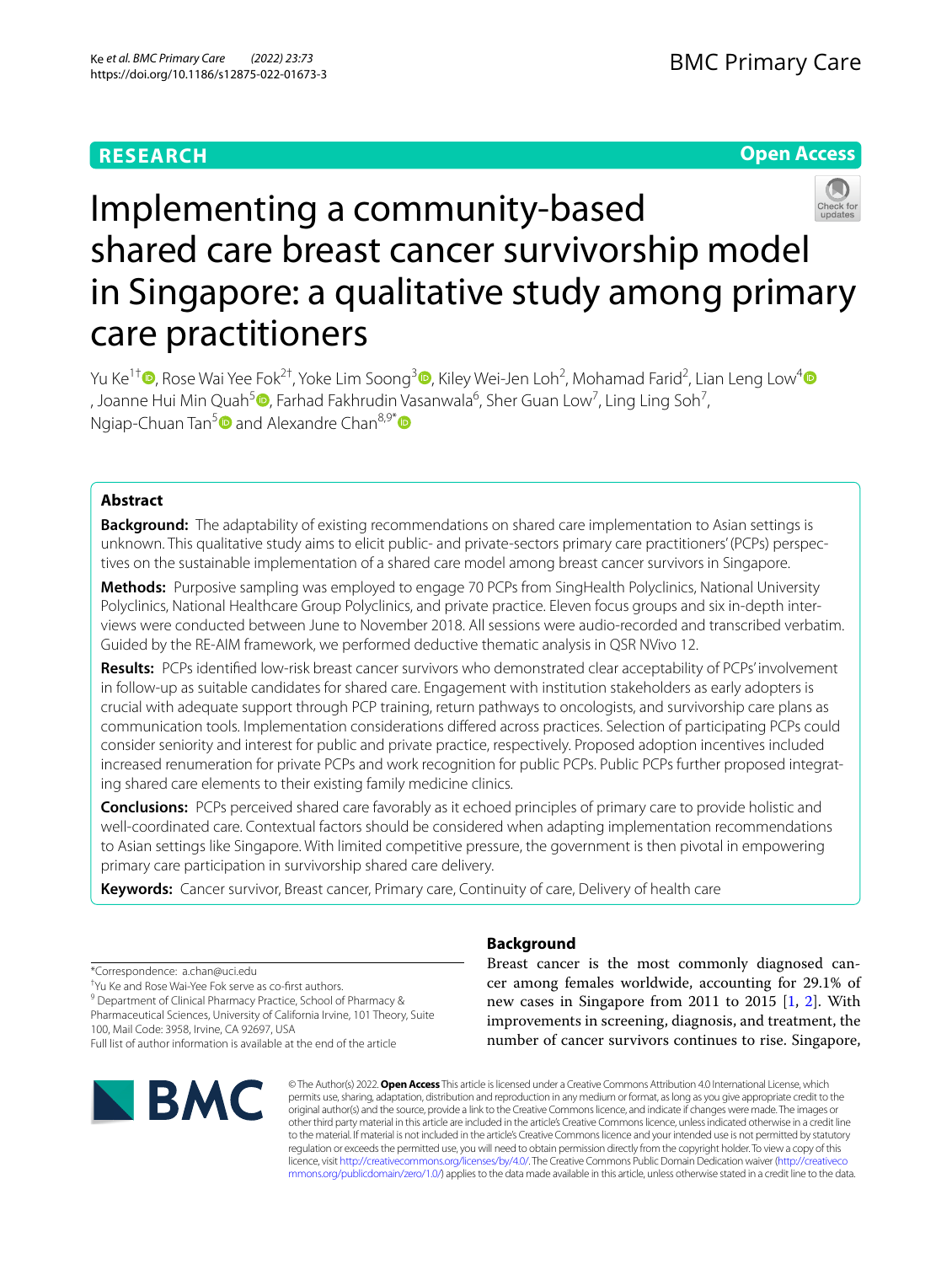RESEARCH

Open Access

# Implementing a community-based shared care breast cancer survivorship model in Singapore: a qualitative study among primary care practitioners

Yu Ke[1†], Rose Wai Yee Fok[2†], Yoke Lim Soong[3], Kiley Wei-Jen Loh[2], Mohamad Farid[2], Lian Leng Low[4], Joanne Hui Min Quah[5], Farhad Fakhrudin Vasanwala[6], Sher Guan Low[7], Ling Ling Soh[7], Ngiap-Chuan Tan[5] and Alexandre Chan[8,9*]

## Abstract

**Background:** The adaptability of existing recommendations on shared care implementation to Asian settings is unknown. This qualitative study aims to elicit public- and private-sectors primary care practitioners' (PCPs) perspectives on the sustainable implementation of a shared care model among breast cancer survivors in Singapore.

**Methods:** Purposive sampling was employed to engage 70 PCPs from SingHealth Polyclinics, National University Polyclinics, National Healthcare Group Polyclinics, and private practice. Eleven focus groups and six in-depth interviews were conducted between June to November 2018. All sessions were audio-recorded and transcribed verbatim. Guided by the RE-AIM framework, we performed deductive thematic analysis in QSR NVivo 12.

**Results:** PCPs identified low-risk breast cancer survivors who demonstrated clear acceptability of PCPs' involvement in follow-up as suitable candidates for shared care. Engagement with institution stakeholders as early adopters is crucial with adequate support through PCP training, return pathways to oncologists, and survivorship care plans as communication tools. Implementation considerations differed across practices. Selection of participating PCPs could consider seniority and interest for public and private practice, respectively. Proposed adoption incentives included increased renumeration for private PCPs and work recognition for public PCPs. Public PCPs further proposed integrating shared care elements to their existing family medicine clinics.

**Conclusions:** PCPs perceived shared care favorably as it echoed principles of primary care to provide holistic and well-coordinated care. Contextual factors should be considered when adapting implementation recommendations to Asian settings like Singapore. With limited competitive pressure, the government is then pivotal in empowering primary care participation in survivorship shared care delivery.

**Keywords:** Cancer survivor, Breast cancer, Primary care, Continuity of care, Delivery of health care

*Correspondence: a.chan@uci.edu

†Yu Ke and Rose Wai-Yee Fok serve as co-first authors.

[9] Department of Clinical Pharmacy Practice, School of Pharmacy & Pharmaceutical Sciences, University of California Irvine, 101 Theory, Suite 100, Mail Code: 3958, Irvine, CA 92697, USA

Full list of author information is available at the end of the article

## Background

Breast cancer is the most commonly diagnosed cancer among females worldwide, accounting for 29.1% of new cases in Singapore from 2011 to 2015 [1, 2]. With improvements in screening, diagnosis, and treatment, the number of cancer survivors continues to rise. Singapore,

© The Author(s) 2022. **Open Access** This article is licensed under a Creative Commons Attribution 4.0 International License, which permits use, sharing, adaptation, distribution and reproduction in any medium or format, as long as you give appropriate credit to the original author(s) and the source, provide a link to the Creative Commons licence, and indicate if changes were made. The images or other third party material in this article are included in the article's Creative Commons licence, unless indicated otherwise in a credit line to the material. If material is not included in the article's Creative Commons licence and your intended use is not permitted by statutory regulation or exceeds the permitted use, you will need to obtain permission directly from the copyright holder. To view a copy of this licence, visit http://creativecommons.org/licenses/by/4.0/. The Creative Commons Public Domain Dedication waiver (http://creativecommons.org/publicdomain/zero/1.0/) applies to the data made available in this article, unless otherwise stated in a credit line to the data.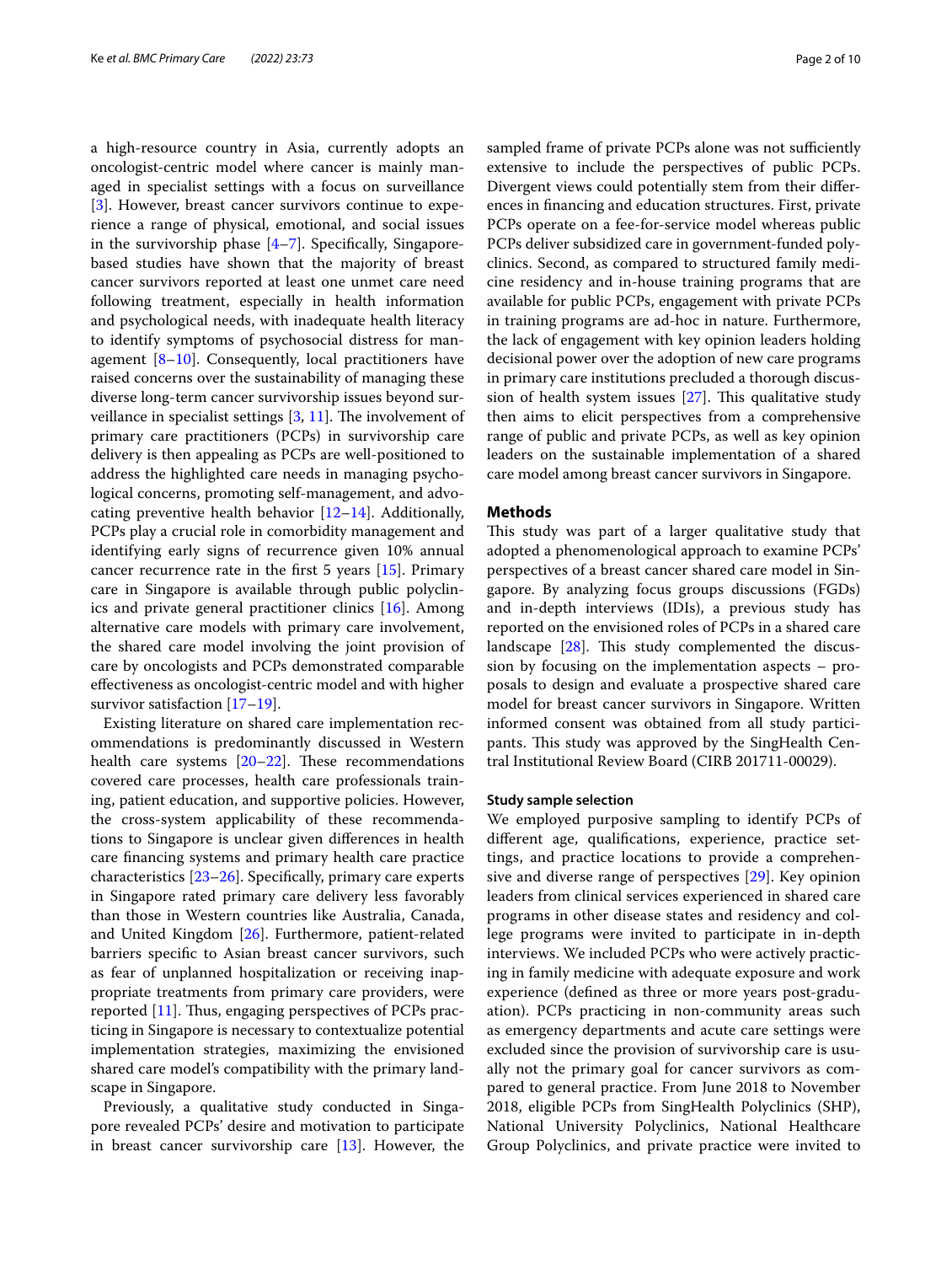a high-resource country in Asia, currently adopts an oncologist-centric model where cancer is mainly managed in specialist settings with a focus on surveillance [3]. However, breast cancer survivors continue to experience a range of physical, emotional, and social issues in the survivorship phase [4–7]. Specifically, Singapore-based studies have shown that the majority of breast cancer survivors reported at least one unmet care need following treatment, especially in health information and psychological needs, with inadequate health literacy to identify symptoms of psychosocial distress for management [8–10]. Consequently, local practitioners have raised concerns over the sustainability of managing these diverse long-term cancer survivorship issues beyond surveillance in specialist settings [3, 11]. The involvement of primary care practitioners (PCPs) in survivorship care delivery is then appealing as PCPs are well-positioned to address the highlighted care needs in managing psychological concerns, promoting self-management, and advocating preventive health behavior [12–14]. Additionally, PCPs play a crucial role in comorbidity management and identifying early signs of recurrence given 10% annual cancer recurrence rate in the first 5 years [15]. Primary care in Singapore is available through public polyclinics and private general practitioner clinics [16]. Among alternative care models with primary care involvement, the shared care model involving the joint provision of care by oncologists and PCPs demonstrated comparable effectiveness as oncologist-centric model and with higher survivor satisfaction [17–19].

Existing literature on shared care implementation recommendations is predominantly discussed in Western health care systems [20–22]. These recommendations covered care processes, health care professionals training, patient education, and supportive policies. However, the cross-system applicability of these recommendations to Singapore is unclear given differences in health care financing systems and primary health care practice characteristics [23–26]. Specifically, primary care experts in Singapore rated primary care delivery less favorably than those in Western countries like Australia, Canada, and United Kingdom [26]. Furthermore, patient-related barriers specific to Asian breast cancer survivors, such as fear of unplanned hospitalization or receiving inappropriate treatments from primary care providers, were reported [11]. Thus, engaging perspectives of PCPs practicing in Singapore is necessary to contextualize potential implementation strategies, maximizing the envisioned shared care model's compatibility with the primary landscape in Singapore.

Previously, a qualitative study conducted in Singapore revealed PCPs' desire and motivation to participate in breast cancer survivorship care [13]. However, the sampled frame of private PCPs alone was not sufficiently extensive to include the perspectives of public PCPs. Divergent views could potentially stem from their differences in financing and education structures. First, private PCPs operate on a fee-for-service model whereas public PCPs deliver subsidized care in government-funded polyclinics. Second, as compared to structured family medicine residency and in-house training programs that are available for public PCPs, engagement with private PCPs in training programs are ad-hoc in nature. Furthermore, the lack of engagement with key opinion leaders holding decisional power over the adoption of new care programs in primary care institutions precluded a thorough discussion of health system issues [27]. This qualitative study then aims to elicit perspectives from a comprehensive range of public and private PCPs, as well as key opinion leaders on the sustainable implementation of a shared care model among breast cancer survivors in Singapore.

## Methods

This study was part of a larger qualitative study that adopted a phenomenological approach to examine PCPs' perspectives of a breast cancer shared care model in Singapore. By analyzing focus groups discussions (FGDs) and in-depth interviews (IDIs), a previous study has reported on the envisioned roles of PCPs in a shared care landscape [28]. This study complemented the discussion by focusing on the implementation aspects – proposals to design and evaluate a prospective shared care model for breast cancer survivors in Singapore. Written informed consent was obtained from all study participants. This study was approved by the SingHealth Central Institutional Review Board (CIRB 201711-00029).

### Study sample selection

We employed purposive sampling to identify PCPs of different age, qualifications, experience, practice settings, and practice locations to provide a comprehensive and diverse range of perspectives [29]. Key opinion leaders from clinical services experienced in shared care programs in other disease states and residency and college programs were invited to participate in in-depth interviews. We included PCPs who were actively practicing in family medicine with adequate exposure and work experience (defined as three or more years post-graduation). PCPs practicing in non-community areas such as emergency departments and acute care settings were excluded since the provision of survivorship care is usually not the primary goal for cancer survivors as compared to general practice. From June 2018 to November 2018, eligible PCPs from SingHealth Polyclinics (SHP), National University Polyclinics, National Healthcare Group Polyclinics, and private practice were invited to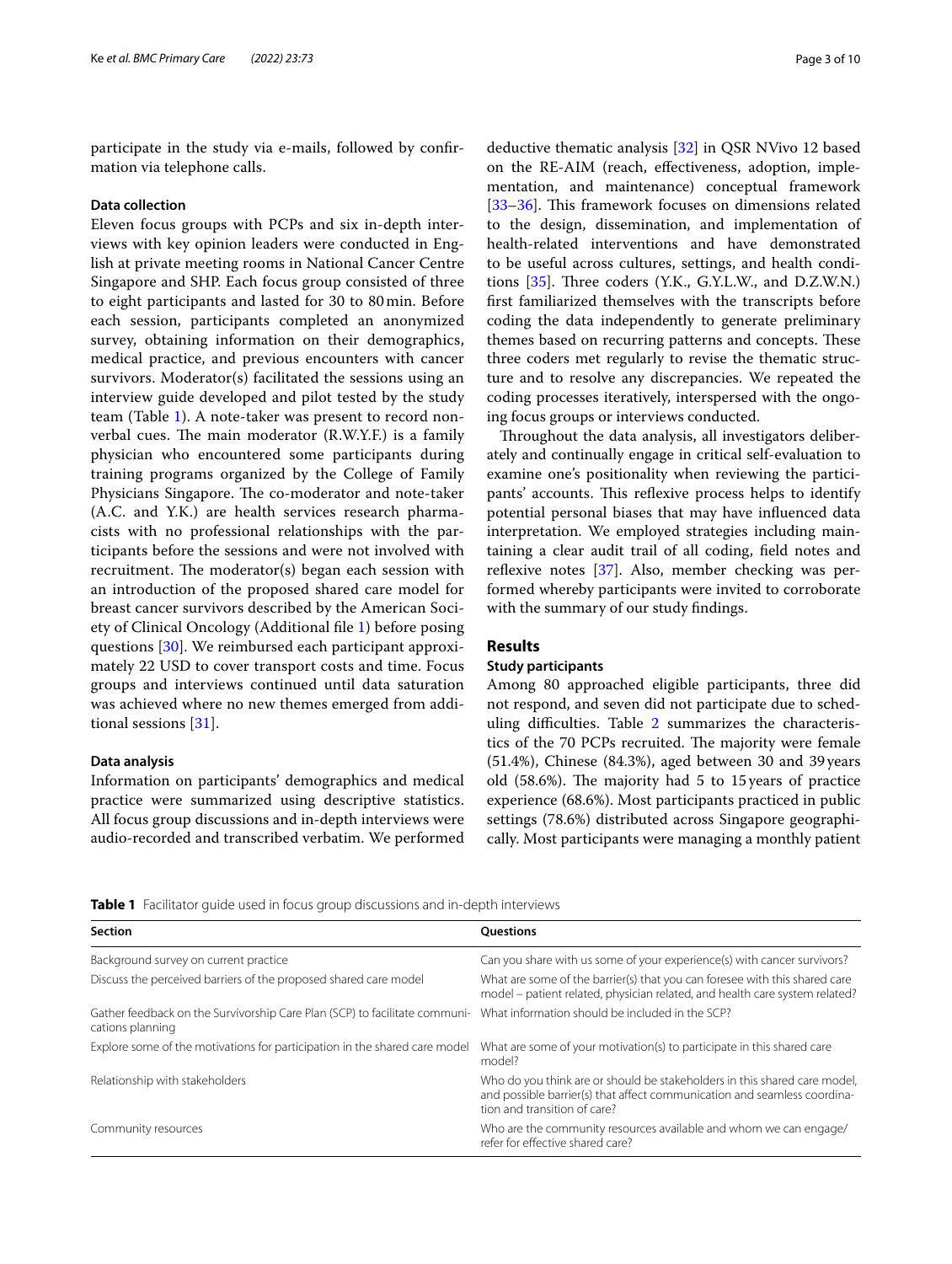participate in the study via e-mails, followed by confirmation via telephone calls.

### Data collection

Eleven focus groups with PCPs and six in-depth interviews with key opinion leaders were conducted in English at private meeting rooms in National Cancer Centre Singapore and SHP. Each focus group consisted of three to eight participants and lasted for 30 to 80 min. Before each session, participants completed an anonymized survey, obtaining information on their demographics, medical practice, and previous encounters with cancer survivors. Moderator(s) facilitated the sessions using an interview guide developed and pilot tested by the study team (Table 1). A note-taker was present to record non-verbal cues. The main moderator (R.W.Y.F.) is a family physician who encountered some participants during training programs organized by the College of Family Physicians Singapore. The co-moderator and note-taker (A.C. and Y.K.) are health services research pharmacists with no professional relationships with the participants before the sessions and were not involved with recruitment. The moderator(s) began each session with an introduction of the proposed shared care model for breast cancer survivors described by the American Society of Clinical Oncology (Additional file 1) before posing questions [30]. We reimbursed each participant approximately 22 USD to cover transport costs and time. Focus groups and interviews continued until data saturation was achieved where no new themes emerged from additional sessions [31].

### Data analysis

Information on participants' demographics and medical practice were summarized using descriptive statistics. All focus group discussions and in-depth interviews were audio-recorded and transcribed verbatim. We performed deductive thematic analysis [32] in QSR NVivo 12 based on the RE-AIM (reach, effectiveness, adoption, implementation, and maintenance) conceptual framework [33–36]. This framework focuses on dimensions related to the design, dissemination, and implementation of health-related interventions and have demonstrated to be useful across cultures, settings, and health conditions [35]. Three coders (Y.K., G.Y.L.W., and D.Z.W.N.) first familiarized themselves with the transcripts before coding the data independently to generate preliminary themes based on recurring patterns and concepts. These three coders met regularly to revise the thematic structure and to resolve any discrepancies. We repeated the coding processes iteratively, interspersed with the ongoing focus groups or interviews conducted.

Throughout the data analysis, all investigators deliberately and continually engage in critical self-evaluation to examine one's positionality when reviewing the participants' accounts. This reflexive process helps to identify potential personal biases that may have influenced data interpretation. We employed strategies including maintaining a clear audit trail of all coding, field notes and reflexive notes [37]. Also, member checking was performed whereby participants were invited to corroborate with the summary of our study findings.

## Results

### Study participants

Among 80 approached eligible participants, three did not respond, and seven did not participate due to scheduling difficulties. Table 2 summarizes the characteristics of the 70 PCPs recruited. The majority were female (51.4%), Chinese (84.3%), aged between 30 and 39 years old (58.6%). The majority had 5 to 15 years of practice experience (68.6%). Most participants practiced in public settings (78.6%) distributed across Singapore geographically. Most participants were managing a monthly patient

**Table 1** Facilitator guide used in focus group discussions and in-depth interviews

| Section | Questions |
|---|---|
| Background survey on current practice | Can you share with us some of your experience(s) with cancer survivors? |
| Discuss the perceived barriers of the proposed shared care model | What are some of the barrier(s) that you can foresee with this shared care model – patient related, physician related, and health care system related? |
| Gather feedback on the Survivorship Care Plan (SCP) to facilitate communications planning | What information should be included in the SCP? |
| Explore some of the motivations for participation in the shared care model | What are some of your motivation(s) to participate in this shared care model? |
| Relationship with stakeholders | Who do you think are or should be stakeholders in this shared care model, and possible barrier(s) that affect communication and seamless coordination and transition of care? |
| Community resources | Who are the community resources available and whom we can engage/refer for effective shared care? |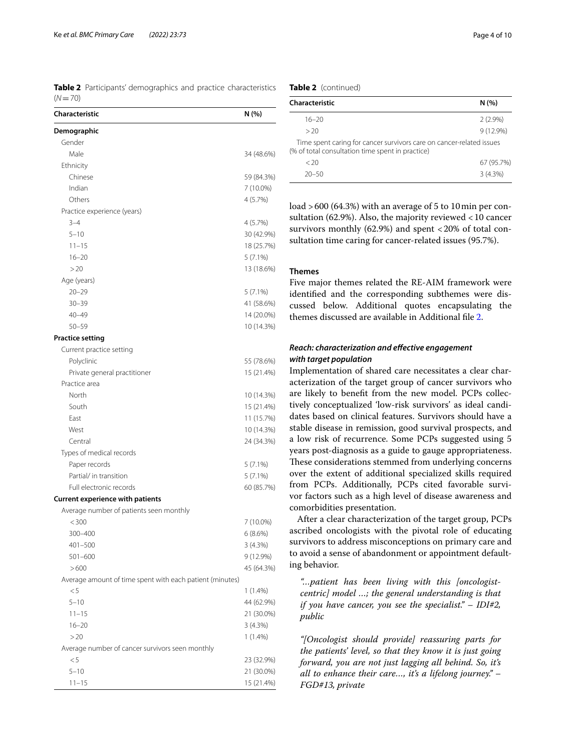**Table 2** Participants' demographics and practice characteristics (*N* = 70)

| Characteristic | N (%) |
|---|---|
| **Demographic** | |
| Gender | |
| Male | 34 (48.6%) |
| Ethnicity | |
| Chinese | 59 (84.3%) |
| Indian | 7 (10.0%) |
| Others | 4 (5.7%) |
| Practice experience (years) | |
| 3–4 | 4 (5.7%) |
| 5–10 | 30 (42.9%) |
| 11–15 | 18 (25.7%) |
| 16–20 | 5 (7.1%) |
| > 20 | 13 (18.6%) |
| Age (years) | |
| 20–29 | 5 (7.1%) |
| 30–39 | 41 (58.6%) |
| 40–49 | 14 (20.0%) |
| 50–59 | 10 (14.3%) |
| **Practice setting** | |
| Current practice setting | |
| Polyclinic | 55 (78.6%) |
| Private general practitioner | 15 (21.4%) |
| Practice area | |
| North | 10 (14.3%) |
| South | 15 (21.4%) |
| East | 11 (15.7%) |
| West | 10 (14.3%) |
| Central | 24 (34.3%) |
| Types of medical records | |
| Paper records | 5 (7.1%) |
| Partial/ in transition | 5 (7.1%) |
| Full electronic records | 60 (85.7%) |
| **Current experience with patients** | |
| Average number of patients seen monthly | |
| < 300 | 7 (10.0%) |
| 300–400 | 6 (8.6%) |
| 401–500 | 3 (4.3%) |
| 501–600 | 9 (12.9%) |
| > 600 | 45 (64.3%) |
| Average amount of time spent with each patient (minutes) | |
| < 5 | 1 (1.4%) |
| 5–10 | 44 (62.9%) |
| 11–15 | 21 (30.0%) |
| 16–20 | 3 (4.3%) |
| > 20 | 1 (1.4%) |
| Average number of cancer survivors seen monthly | |
| < 5 | 23 (32.9%) |
| 5–10 | 21 (30.0%) |
| 11–15 | 15 (21.4%) |
| 16–20 | 2 (2.9%) |
| > 20 | 9 (12.9%) |
| Time spent caring for cancer survivors care on cancer-related issues (% of total consultation time spent in practice) | |
| < 20 | 67 (95.7%) |
| 20–50 | 3 (4.3%) |

load > 600 (64.3%) with an average of 5 to 10 min per consultation (62.9%). Also, the majority reviewed < 10 cancer survivors monthly (62.9%) and spent < 20% of total consultation time caring for cancer-related issues (95.7%).

### Themes

Five major themes related the RE-AIM framework were identified and the corresponding subthemes were discussed below. Additional quotes encapsulating the themes discussed are available in Additional file 2.

#### *Reach: characterization and effective engagement with target population*

Implementation of shared care necessitates a clear characterization of the target group of cancer survivors who are likely to benefit from the new model. PCPs collectively conceptualized 'low-risk survivors' as ideal candidates based on clinical features. Survivors should have a stable disease in remission, good survival prospects, and a low risk of recurrence. Some PCPs suggested using 5 years post-diagnosis as a guide to gauge appropriateness. These considerations stemmed from underlying concerns over the extent of additional specialized skills required from PCPs. Additionally, PCPs cited favorable survivor factors such as a high level of disease awareness and comorbidities presentation.

After a clear characterization of the target group, PCPs ascribed oncologists with the pivotal role of educating survivors to address misconceptions on primary care and to avoid a sense of abandonment or appointment defaulting behavior.

> *"...patient has been living with this [oncologist-centric] model ...; the general understanding is that if you have cancer, you see the specialist." – IDI#2, public*

> *"[Oncologist should provide] reassuring parts for the patients' level, so that they know it is just going forward, you are not just lagging all behind. So, it's all to enhance their care..., it's a lifelong journey." – FGD#13, private*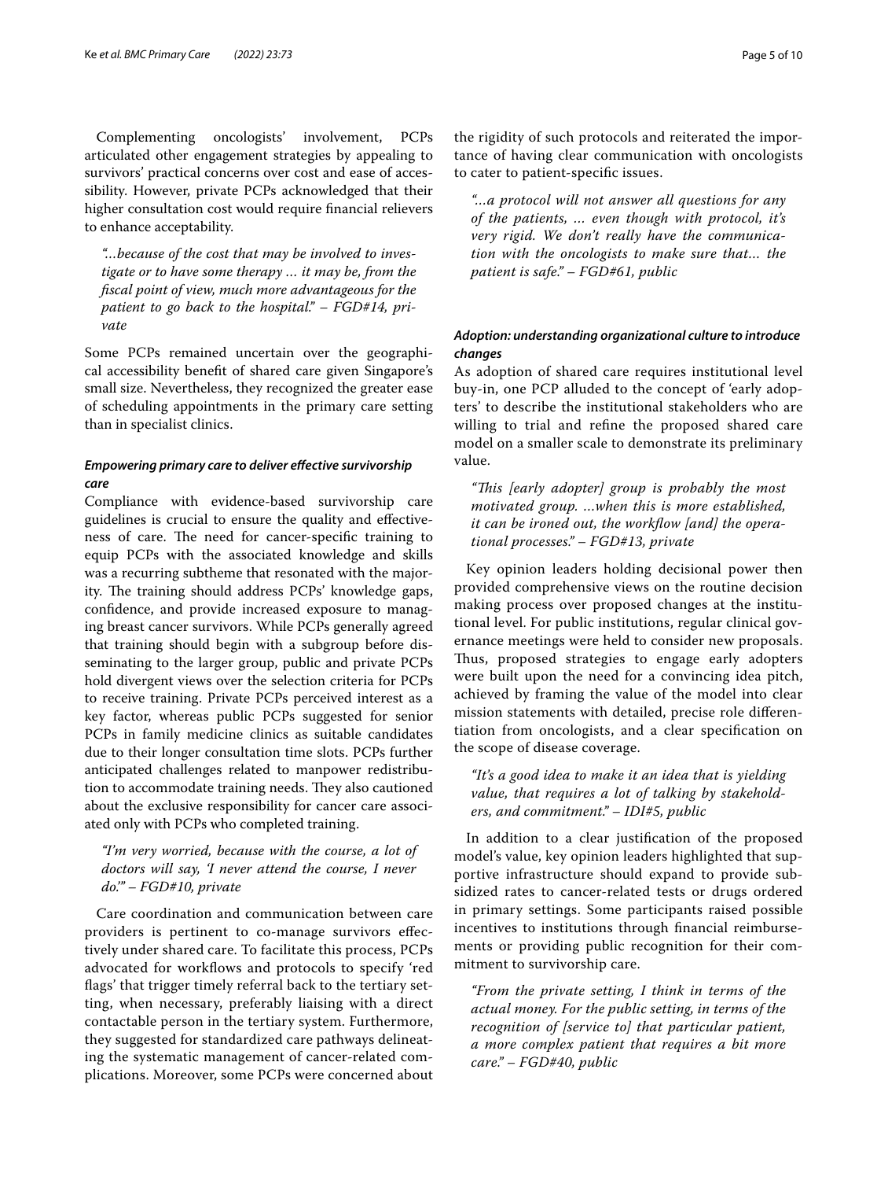Complementing oncologists' involvement, PCPs articulated other engagement strategies by appealing to survivors' practical concerns over cost and ease of accessibility. However, private PCPs acknowledged that their higher consultation cost would require financial relievers to enhance acceptability.

> *"...because of the cost that may be involved to investigate or to have some therapy ... it may be, from the fiscal point of view, much more advantageous for the patient to go back to the hospital." – FGD#14, private*

Some PCPs remained uncertain over the geographical accessibility benefit of shared care given Singapore's small size. Nevertheless, they recognized the greater ease of scheduling appointments in the primary care setting than in specialist clinics.

### *Empowering primary care to deliver effective survivorship care*

Compliance with evidence-based survivorship care guidelines is crucial to ensure the quality and effectiveness of care. The need for cancer-specific training to equip PCPs with the associated knowledge and skills was a recurring subtheme that resonated with the majority. The training should address PCPs' knowledge gaps, confidence, and provide increased exposure to managing breast cancer survivors. While PCPs generally agreed that training should begin with a subgroup before disseminating to the larger group, public and private PCPs hold divergent views over the selection criteria for PCPs to receive training. Private PCPs perceived interest as a key factor, whereas public PCPs suggested for senior PCPs in family medicine clinics as suitable candidates due to their longer consultation time slots. PCPs further anticipated challenges related to manpower redistribution to accommodate training needs. They also cautioned about the exclusive responsibility for cancer care associated only with PCPs who completed training.

> *"I'm very worried, because with the course, a lot of doctors will say, 'I never attend the course, I never do.'" – FGD#10, private*

Care coordination and communication between care providers is pertinent to co-manage survivors effectively under shared care. To facilitate this process, PCPs advocated for workflows and protocols to specify 'red flags' that trigger timely referral back to the tertiary setting, when necessary, preferably liaising with a direct contactable person in the tertiary system. Furthermore, they suggested for standardized care pathways delineating the systematic management of cancer-related complications. Moreover, some PCPs were concerned about the rigidity of such protocols and reiterated the importance of having clear communication with oncologists to cater to patient-specific issues.

> *"...a protocol will not answer all questions for any of the patients, ... even though with protocol, it's very rigid. We don't really have the communication with the oncologists to make sure that... the patient is safe." – FGD#61, public*

### *Adoption: understanding organizational culture to introduce changes*

As adoption of shared care requires institutional level buy-in, one PCP alluded to the concept of 'early adopters' to describe the institutional stakeholders who are willing to trial and refine the proposed shared care model on a smaller scale to demonstrate its preliminary value.

> *"This [early adopter] group is probably the most motivated group. ...when this is more established, it can be ironed out, the workflow [and] the operational processes." – FGD#13, private*

Key opinion leaders holding decisional power then provided comprehensive views on the routine decision making process over proposed changes at the institutional level. For public institutions, regular clinical governance meetings were held to consider new proposals. Thus, proposed strategies to engage early adopters were built upon the need for a convincing idea pitch, achieved by framing the value of the model into clear mission statements with detailed, precise role differentiation from oncologists, and a clear specification on the scope of disease coverage.

> *"It's a good idea to make it an idea that is yielding value, that requires a lot of talking by stakeholders, and commitment." – IDI#5, public*

In addition to a clear justification of the proposed model's value, key opinion leaders highlighted that supportive infrastructure should expand to provide subsidized rates to cancer-related tests or drugs ordered in primary settings. Some participants raised possible incentives to institutions through financial reimbursements or providing public recognition for their commitment to survivorship care.

> *"From the private setting, I think in terms of the actual money. For the public setting, in terms of the recognition of [service to] that particular patient, a more complex patient that requires a bit more care." – FGD#40, public*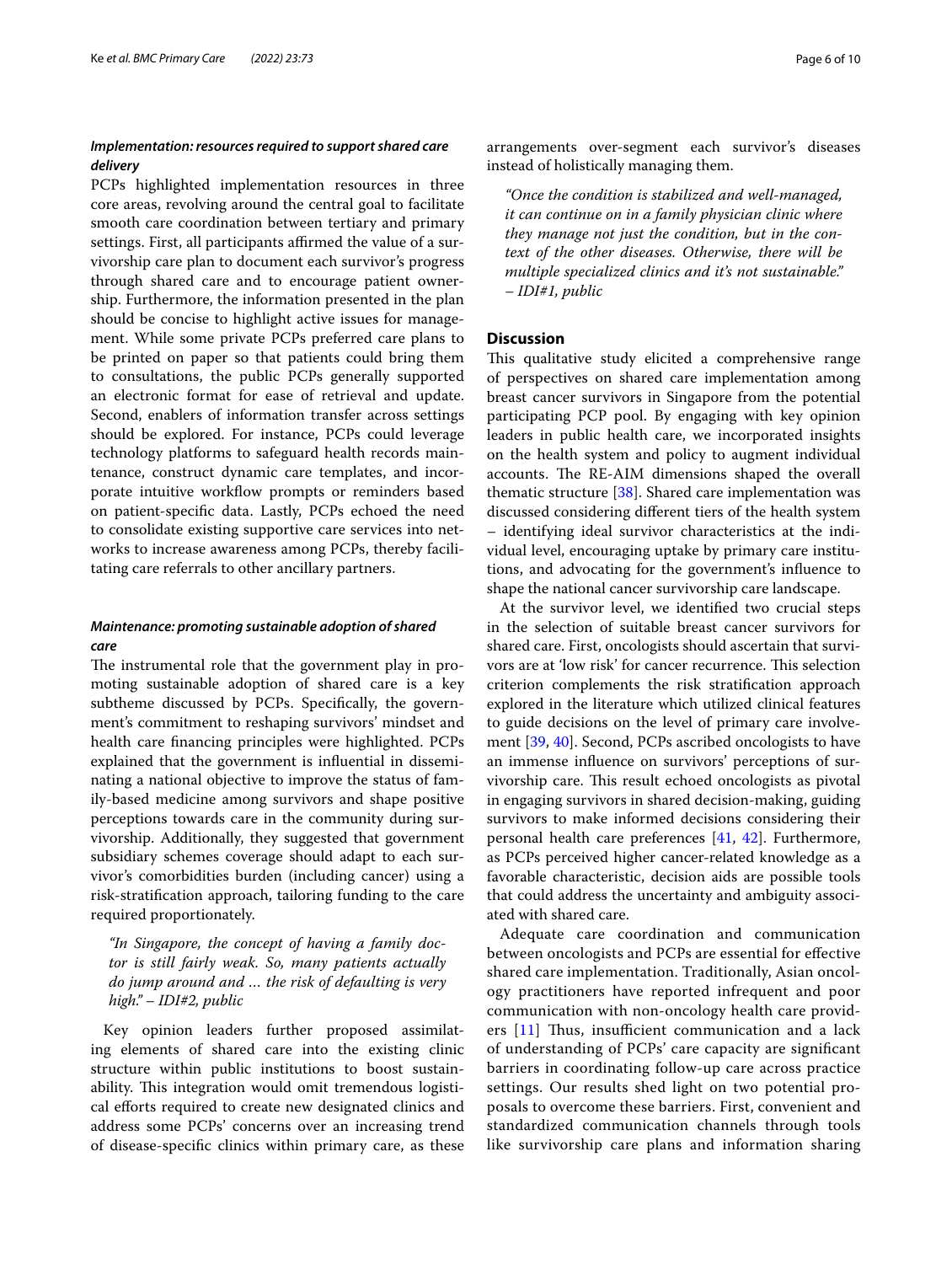### *Implementation: resources required to support shared care delivery*

PCPs highlighted implementation resources in three core areas, revolving around the central goal to facilitate smooth care coordination between tertiary and primary settings. First, all participants affirmed the value of a survivorship care plan to document each survivor's progress through shared care and to encourage patient ownership. Furthermore, the information presented in the plan should be concise to highlight active issues for management. While some private PCPs preferred care plans to be printed on paper so that patients could bring them to consultations, the public PCPs generally supported an electronic format for ease of retrieval and update. Second, enablers of information transfer across settings should be explored. For instance, PCPs could leverage technology platforms to safeguard health records maintenance, construct dynamic care templates, and incorporate intuitive workflow prompts or reminders based on patient-specific data. Lastly, PCPs echoed the need to consolidate existing supportive care services into networks to increase awareness among PCPs, thereby facilitating care referrals to other ancillary partners.

### *Maintenance: promoting sustainable adoption of shared care*

The instrumental role that the government play in promoting sustainable adoption of shared care is a key subtheme discussed by PCPs. Specifically, the government's commitment to reshaping survivors' mindset and health care financing principles were highlighted. PCPs explained that the government is influential in disseminating a national objective to improve the status of family-based medicine among survivors and shape positive perceptions towards care in the community during survivorship. Additionally, they suggested that government subsidiary schemes coverage should adapt to each survivor's comorbidities burden (including cancer) using a risk-stratification approach, tailoring funding to the care required proportionately.

> *"In Singapore, the concept of having a family doctor is still fairly weak. So, many patients actually do jump around and … the risk of defaulting is very high." – IDI#2, public*

Key opinion leaders further proposed assimilating elements of shared care into the existing clinic structure within public institutions to boost sustainability. This integration would omit tremendous logistical efforts required to create new designated clinics and address some PCPs' concerns over an increasing trend of disease-specific clinics within primary care, as these arrangements over-segment each survivor's diseases instead of holistically managing them.

> *"Once the condition is stabilized and well-managed, it can continue on in a family physician clinic where they manage not just the condition, but in the context of the other diseases. Otherwise, there will be multiple specialized clinics and it's not sustainable." – IDI#1, public*

## Discussion

This qualitative study elicited a comprehensive range of perspectives on shared care implementation among breast cancer survivors in Singapore from the potential participating PCP pool. By engaging with key opinion leaders in public health care, we incorporated insights on the health system and policy to augment individual accounts. The RE-AIM dimensions shaped the overall thematic structure [38]. Shared care implementation was discussed considering different tiers of the health system – identifying ideal survivor characteristics at the individual level, encouraging uptake by primary care institutions, and advocating for the government's influence to shape the national cancer survivorship care landscape.

At the survivor level, we identified two crucial steps in the selection of suitable breast cancer survivors for shared care. First, oncologists should ascertain that survivors are at 'low risk' for cancer recurrence. This selection criterion complements the risk stratification approach explored in the literature which utilized clinical features to guide decisions on the level of primary care involvement [39, 40]. Second, PCPs ascribed oncologists to have an immense influence on survivors' perceptions of survivorship care. This result echoed oncologists as pivotal in engaging survivors in shared decision-making, guiding survivors to make informed decisions considering their personal health care preferences [41, 42]. Furthermore, as PCPs perceived higher cancer-related knowledge as a favorable characteristic, decision aids are possible tools that could address the uncertainty and ambiguity associated with shared care.

Adequate care coordination and communication between oncologists and PCPs are essential for effective shared care implementation. Traditionally, Asian oncology practitioners have reported infrequent and poor communication with non-oncology health care providers [11] Thus, insufficient communication and a lack of understanding of PCPs' care capacity are significant barriers in coordinating follow-up care across practice settings. Our results shed light on two potential proposals to overcome these barriers. First, convenient and standardized communication channels through tools like survivorship care plans and information sharing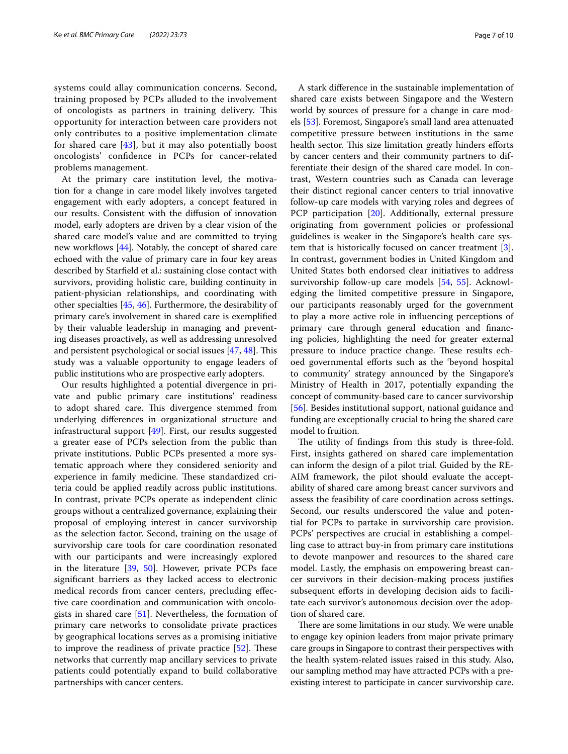systems could allay communication concerns. Second, training proposed by PCPs alluded to the involvement of oncologists as partners in training delivery. This opportunity for interaction between care providers not only contributes to a positive implementation climate for shared care [43], but it may also potentially boost oncologists' confidence in PCPs for cancer-related problems management.

At the primary care institution level, the motivation for a change in care model likely involves targeted engagement with early adopters, a concept featured in our results. Consistent with the diffusion of innovation model, early adopters are driven by a clear vision of the shared care model's value and are committed to trying new workflows [44]. Notably, the concept of shared care echoed with the value of primary care in four key areas described by Starfield et al.: sustaining close contact with survivors, providing holistic care, building continuity in patient-physician relationships, and coordinating with other specialties [45, 46]. Furthermore, the desirability of primary care's involvement in shared care is exemplified by their valuable leadership in managing and preventing diseases proactively, as well as addressing unresolved and persistent psychological or social issues [47, 48]. This study was a valuable opportunity to engage leaders of public institutions who are prospective early adopters.

Our results highlighted a potential divergence in private and public primary care institutions' readiness to adopt shared care. This divergence stemmed from underlying differences in organizational structure and infrastructural support [49]. First, our results suggested a greater ease of PCPs selection from the public than private institutions. Public PCPs presented a more systematic approach where they considered seniority and experience in family medicine. These standardized criteria could be applied readily across public institutions. In contrast, private PCPs operate as independent clinic groups without a centralized governance, explaining their proposal of employing interest in cancer survivorship as the selection factor. Second, training on the usage of survivorship care tools for care coordination resonated with our participants and were increasingly explored in the literature [39, 50]. However, private PCPs face significant barriers as they lacked access to electronic medical records from cancer centers, precluding effective care coordination and communication with oncologists in shared care [51]. Nevertheless, the formation of primary care networks to consolidate private practices by geographical locations serves as a promising initiative to improve the readiness of private practice [52]. These networks that currently map ancillary services to private patients could potentially expand to build collaborative partnerships with cancer centers.

A stark difference in the sustainable implementation of shared care exists between Singapore and the Western world by sources of pressure for a change in care models [53]. Foremost, Singapore's small land area attenuated competitive pressure between institutions in the same health sector. This size limitation greatly hinders efforts by cancer centers and their community partners to differentiate their design of the shared care model. In contrast, Western countries such as Canada can leverage their distinct regional cancer centers to trial innovative follow-up care models with varying roles and degrees of PCP participation [20]. Additionally, external pressure originating from government policies or professional guidelines is weaker in the Singapore's health care system that is historically focused on cancer treatment [3]. In contrast, government bodies in United Kingdom and United States both endorsed clear initiatives to address survivorship follow-up care models [54, 55]. Acknowledging the limited competitive pressure in Singapore, our participants reasonably urged for the government to play a more active role in influencing perceptions of primary care through general education and financing policies, highlighting the need for greater external pressure to induce practice change. These results echoed governmental efforts such as the 'beyond hospital to community' strategy announced by the Singapore's Ministry of Health in 2017, potentially expanding the concept of community-based care to cancer survivorship [56]. Besides institutional support, national guidance and funding are exceptionally crucial to bring the shared care model to fruition.

The utility of findings from this study is three-fold. First, insights gathered on shared care implementation can inform the design of a pilot trial. Guided by the RE-AIM framework, the pilot should evaluate the acceptability of shared care among breast cancer survivors and assess the feasibility of care coordination across settings. Second, our results underscored the value and potential for PCPs to partake in survivorship care provision. PCPs' perspectives are crucial in establishing a compelling case to attract buy-in from primary care institutions to devote manpower and resources to the shared care model. Lastly, the emphasis on empowering breast cancer survivors in their decision-making process justifies subsequent efforts in developing decision aids to facilitate each survivor's autonomous decision over the adoption of shared care.

There are some limitations in our study. We were unable to engage key opinion leaders from major private primary care groups in Singapore to contrast their perspectives with the health system-related issues raised in this study. Also, our sampling method may have attracted PCPs with a preexisting interest to participate in cancer survivorship care.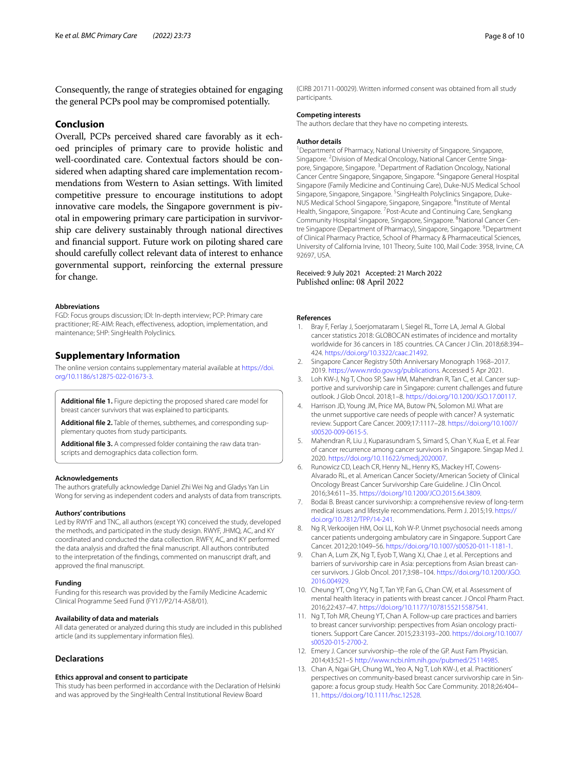Consequently, the range of strategies obtained for engaging the general PCPs pool may be compromised potentially.

## Conclusion

Overall, PCPs perceived shared care favorably as it echoed principles of primary care to provide holistic and well-coordinated care. Contextual factors should be considered when adapting shared care implementation recommendations from Western to Asian settings. With limited competitive pressure to encourage institutions to adopt innovative care models, the Singapore government is pivotal in empowering primary care participation in survivorship care delivery sustainably through national directives and financial support. Future work on piloting shared care should carefully collect relevant data of interest to enhance governmental support, reinforcing the external pressure for change.

#### Abbreviations

FGD: Focus groups discussion; IDI: In-depth interview; PCP: Primary care practitioner; RE-AIM: Reach, effectiveness, adoption, implementation, and maintenance; SHP: SingHealth Polyclinics.

## Supplementary Information

The online version contains supplementary material available at https://doi.org/10.1186/s12875-022-01673-3.

**Additional file 1.** Figure depicting the proposed shared care model for breast cancer survivors that was explained to participants.

**Additional file 2.** Table of themes, subthemes, and corresponding supplementary quotes from study participants.

**Additional file 3.** A compressed folder containing the raw data transcripts and demographics data collection form.

#### Acknowledgements

The authors gratefully acknowledge Daniel Zhi Wei Ng and Gladys Yan Lin Wong for serving as independent coders and analysts of data from transcripts.

#### Authors' contributions

Led by RWYF and TNC, all authors (except YK) conceived the study, developed the methods, and participated in the study design. RWYF, JHMQ, AC, and KY coordinated and conducted the data collection. RWFY, AC, and KY performed the data analysis and drafted the final manuscript. All authors contributed to the interpretation of the findings, commented on manuscript draft, and approved the final manuscript.

#### Funding

Funding for this research was provided by the Family Medicine Academic Clinical Programme Seed Fund (FY17/P2/14-A58/01).

#### Availability of data and materials

All data generated or analyzed during this study are included in this published article (and its supplementary information files).

## Declarations

#### Ethics approval and consent to participate

This study has been performed in accordance with the Declaration of Helsinki and was approved by the SingHealth Central Institutional Review Board (CIRB 201711-00029). Written informed consent was obtained from all study participants.

#### Competing interests

The authors declare that they have no competing interests.

#### Author details

[1]Department of Pharmacy, National University of Singapore, Singapore, Singapore. [2]Division of Medical Oncology, National Cancer Centre Singapore, Singapore, Singapore. [3]Department of Radiation Oncology, National Cancer Centre Singapore, Singapore, Singapore. [4]Singapore General Hospital Singapore (Family Medicine and Continuing Care), Duke-NUS Medical School Singapore, Singapore, Singapore. [5]SingHealth Polyclinics Singapore, Duke-NUS Medical School Singapore, Singapore, Singapore. [6]Institute of Mental Health, Singapore, Singapore. [7]Post-Acute and Continuing Care, Sengkang Community Hospital Singapore, Singapore, Singapore. [8]National Cancer Centre Singapore (Department of Pharmacy), Singapore, Singapore. [9]Department of Clinical Pharmacy Practice, School of Pharmacy & Pharmaceutical Sciences, University of California Irvine, 101 Theory, Suite 100, Mail Code: 3958, Irvine, CA 92697, USA.

Received: 9 July 2021 Accepted: 21 March 2022
Published online: 08 April 2022

#### References

1. Bray F, Ferlay J, Soerjomataram I, Siegel RL, Torre LA, Jemal A. Global cancer statistics 2018: GLOBOCAN estimates of incidence and mortality worldwide for 36 cancers in 185 countries. CA Cancer J Clin. 2018;68:394–424. https://doi.org/10.3322/caac.21492.
2. Singapore Cancer Registry 50th Anniversary Monograph 1968–2017. 2019. https://www.nrdo.gov.sg/publications. Accessed 5 Apr 2021.
3. Loh KW-J, Ng T, Choo SP, Saw HM, Mahendran R, Tan C, et al. Cancer supportive and survivorship care in Singapore: current challenges and future outlook. J Glob Oncol. 2018;1–8. https://doi.org/10.1200/JGO.17.00117.
4. Harrison JD, Young JM, Price MA, Butow PN, Solomon MJ. What are the unmet supportive care needs of people with cancer? A systematic review. Support Care Cancer. 2009;17:1117–28. https://doi.org/10.1007/s00520-009-0615-5.
5. Mahendran R, Liu J, Kuparasundram S, Simard S, Chan Y, Kua E, et al. Fear of cancer recurrence among cancer survivors in Singapore. Singap Med J. 2020. https://doi.org/10.11622/smedj.2020007.
6. Runowicz CD, Leach CR, Henry NL, Henry KS, Mackey HT, Cowens-Alvarado RL, et al. American Cancer Society/American Society of Clinical Oncology Breast Cancer Survivorship Care Guideline. J Clin Oncol. 2016;34:611–35. https://doi.org/10.1200/JCO.2015.64.3809.
7. Bodai B. Breast cancer survivorship: a comprehensive review of long-term medical issues and lifestyle recommendations. Perm J. 2015;19. https://doi.org/10.7812/TPP/14-241.
8. Ng R, Verkooijen HM, Ooi LL, Koh W-P. Unmet psychosocial needs among cancer patients undergoing ambulatory care in Singapore. Support Care Cancer. 2012;20:1049–56. https://doi.org/10.1007/s00520-011-1181-1.
9. Chan A, Lum ZK, Ng T, Eyob T, Wang XJ, Chae J, et al. Perceptions and barriers of survivorship care in Asia: perceptions from Asian breast cancer survivors. J Glob Oncol. 2017;3:98–104. https://doi.org/10.1200/JGO.2016.004929.
10. Cheung YT, Ong YY, Ng T, Tan YP, Fan G, Chan CW, et al. Assessment of mental health literacy in patients with breast cancer. J Oncol Pharm Pract. 2016;22:437–47. https://doi.org/10.1177/1078155215587541.
11. Ng T, Toh MR, Cheung YT, Chan A. Follow-up care practices and barriers to breast cancer survivorship: perspectives from Asian oncology practitioners. Support Care Cancer. 2015;23:3193–200. https://doi.org/10.1007/s00520-015-2700-2.
12. Emery J. Cancer survivorship--the role of the GP. Aust Fam Physician. 2014;43:521–5 http://www.ncbi.nlm.nih.gov/pubmed/25114985.
13. Chan A, Ngai GH, Chung WL, Yeo A, Ng T, Loh KW-J, et al. Practitioners' perspectives on community-based breast cancer survivorship care in Singapore: a focus group study. Health Soc Care Community. 2018;26:404–11. https://doi.org/10.1111/hsc.12528.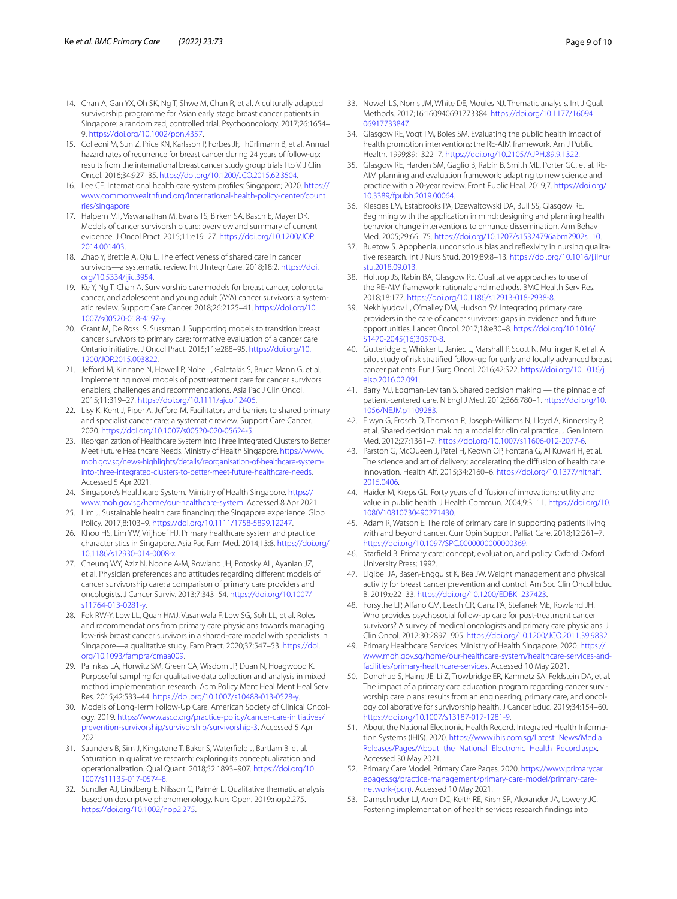14. Chan A, Gan YX, Oh SK, Ng T, Shwe M, Chan R, et al. A culturally adapted survivorship programme for Asian early stage breast cancer patients in Singapore: a randomized, controlled trial. Psychooncology. 2017;26:1654–9. https://doi.org/10.1002/pon.4357.
15. Colleoni M, Sun Z, Price KN, Karlsson P, Forbes JF, Thürlimann B, et al. Annual hazard rates of recurrence for breast cancer during 24 years of follow-up: results from the international breast cancer study group trials I to V. J Clin Oncol. 2016;34:927–35. https://doi.org/10.1200/JCO.2015.62.3504.
16. Lee CE. International health care system profiles: Singapore; 2020. https://www.commonwealthfund.org/international-health-policy-center/countries/singapore
17. Halpern MT, Viswanathan M, Evans TS, Birken SA, Basch E, Mayer DK. Models of cancer survivorship care: overview and summary of current evidence. J Oncol Pract. 2015;11:e19–27. https://doi.org/10.1200/JOP.2014.001403.
18. Zhao Y, Brettle A, Qiu L. The effectiveness of shared care in cancer survivors—a systematic review. Int J Integr Care. 2018;18:2. https://doi.org/10.5334/ijic.3954.
19. Ke Y, Ng T, Chan A. Survivorship care models for breast cancer, colorectal cancer, and adolescent and young adult (AYA) cancer survivors: a systematic review. Support Care Cancer. 2018;26:2125–41. https://doi.org/10.1007/s00520-018-4197-y.
20. Grant M, De Rossi S, Sussman J. Supporting models to transition breast cancer survivors to primary care: formative evaluation of a cancer care Ontario initiative. J Oncol Pract. 2015;11:e288–95. https://doi.org/10.1200/JOP.2015.003822.
21. Jefford M, Kinnane N, Howell P, Nolte L, Galetakis S, Bruce Mann G, et al. Implementing novel models of posttreatment care for cancer survivors: enablers, challenges and recommendations. Asia Pac J Clin Oncol. 2015;11:319–27. https://doi.org/10.1111/ajco.12406.
22. Lisy K, Kent J, Piper A, Jefford M. Facilitators and barriers to shared primary and specialist cancer care: a systematic review. Support Care Cancer. 2020. https://doi.org/10.1007/s00520-020-05624-5.
23. Reorganization of Healthcare System Into Three Integrated Clusters to Better Meet Future Healthcare Needs. Ministry of Health Singapore. https://www.moh.gov.sg/news-highlights/details/reorganisation-of-healthcare-system-into-three-integrated-clusters-to-better-meet-future-healthcare-needs. Accessed 5 Apr 2021.
24. Singapore's Healthcare System. Ministry of Health Singapore. https://www.moh.gov.sg/home/our-healthcare-system. Accessed 8 Apr 2021.
25. Lim J. Sustainable health care financing: the Singapore experience. Glob Policy. 2017;8:103–9. https://doi.org/10.1111/1758-5899.12247.
26. Khoo HS, Lim YW, Vrijhoef HJ. Primary healthcare system and practice characteristics in Singapore. Asia Pac Fam Med. 2014;13:8. https://doi.org/10.1186/s12930-014-0008-x.
27. Cheung WY, Aziz N, Noone A-M, Rowland JH, Potosky AL, Ayanian JZ, et al. Physician preferences and attitudes regarding different models of cancer survivorship care: a comparison of primary care providers and oncologists. J Cancer Surviv. 2013;7:343–54. https://doi.org/10.1007/s11764-013-0281-y.
28. Fok RW-Y, Low LL, Quah HMJ, Vasanwala F, Low SG, Soh LL, et al. Roles and recommendations from primary care physicians towards managing low-risk breast cancer survivors in a shared-care model with specialists in Singapore—a qualitative study. Fam Pract. 2020;37:547–53. https://doi.org/10.1093/fampra/cmaa009.
29. Palinkas LA, Horwitz SM, Green CA, Wisdom JP, Duan N, Hoagwood K. Purposeful sampling for qualitative data collection and analysis in mixed method implementation research. Adm Policy Ment Heal Ment Heal Serv Res. 2015;42:533–44. https://doi.org/10.1007/s10488-013-0528-y.
30. Models of Long-Term Follow-Up Care. American Society of Clinical Oncology. 2019. https://www.asco.org/practice-policy/cancer-care-initiatives/prevention-survivorship/survivorship/survivorship-3. Accessed 5 Apr 2021.
31. Saunders B, Sim J, Kingstone T, Baker S, Waterfield J, Bartlam B, et al. Saturation in qualitative research: exploring its conceptualization and operationalization. Qual Quant. 2018;52:1893–907. https://doi.org/10.1007/s11135-017-0574-8.
32. Sundler AJ, Lindberg E, Nilsson C, Palmér L. Qualitative thematic analysis based on descriptive phenomenology. Nurs Open. 2019:nop2.275. https://doi.org/10.1002/nop2.275.
33. Nowell LS, Norris JM, White DE, Moules NJ. Thematic analysis. Int J Qual. Methods. 2017;16:160940691773384. https://doi.org/10.1177/1609406917733847.
34. Glasgow RE, Vogt TM, Boles SM. Evaluating the public health impact of health promotion interventions: the RE-AIM framework. Am J Public Health. 1999;89:1322–7. https://doi.org/10.2105/AJPH.89.9.1322.
35. Glasgow RE, Harden SM, Gaglio B, Rabin B, Smith ML, Porter GC, et al. RE-AIM planning and evaluation framework: adapting to new science and practice with a 20-year review. Front Public Heal. 2019;7. https://doi.org/10.3389/fpubh.2019.00064.
36. Klesges LM, Estabrooks PA, Dzewaltowski DA, Bull SS, Glasgow RE. Beginning with the application in mind: designing and planning health behavior change interventions to enhance dissemination. Ann Behav Med. 2005;29:66–75. https://doi.org/10.1207/s15324796abm2902s_10.
37. Buetow S. Apophenia, unconscious bias and reflexivity in nursing qualitative research. Int J Nurs Stud. 2019;89:8–13. https://doi.org/10.1016/j.ijnurstu.2018.09.013.
38. Holtrop JS, Rabin BA, Glasgow RE. Qualitative approaches to use of the RE-AIM framework: rationale and methods. BMC Health Serv Res. 2018;18:177. https://doi.org/10.1186/s12913-018-2938-8.
39. Nekhlyudov L, O'malley DM, Hudson SV. Integrating primary care providers in the care of cancer survivors: gaps in evidence and future opportunities. Lancet Oncol. 2017;18:e30–8. https://doi.org/10.1016/S1470-2045(16)30570-8.
40. Gutteridge E, Whisker L, Janiec L, Marshall P, Scott N, Mullinger K, et al. A pilot study of risk stratified follow-up for early and locally advanced breast cancer patients. Eur J Surg Oncol. 2016;42:S22. https://doi.org/10.1016/j.ejso.2016.02.091.
41. Barry MJ, Edgman-Levitan S. Shared decision making — the pinnacle of patient-centered care. N Engl J Med. 2012;366:780–1. https://doi.org/10.1056/NEJMp1109283.
42. Elwyn G, Frosch D, Thomson R, Joseph-Williams N, Lloyd A, Kinnersley P, et al. Shared decision making: a model for clinical practice. J Gen Intern Med. 2012;27:1361–7. https://doi.org/10.1007/s11606-012-2077-6.
43. Parston G, McQueen J, Patel H, Keown OP, Fontana G, Al Kuwari H, et al. The science and art of delivery: accelerating the diffusion of health care innovation. Health Aff. 2015;34:2160–6. https://doi.org/10.1377/hlthaff.2015.0406.
44. Haider M, Kreps GL. Forty years of diffusion of innovations: utility and value in public health. J Health Commun. 2004;9:3–11. https://doi.org/10.1080/10810730490271430.
45. Adam R, Watson E. The role of primary care in supporting patients living with and beyond cancer. Curr Opin Support Palliat Care. 2018;12:261–7. https://doi.org/10.1097/SPC.0000000000000369.
46. Starfield B. Primary care: concept, evaluation, and policy. Oxford: Oxford University Press; 1992.
47. Ligibel JA, Basen-Engquist K, Bea JW. Weight management and physical activity for breast cancer prevention and control. Am Soc Clin Oncol Educ B. 2019:e22–33. https://doi.org/10.1200/EDBK_237423.
48. Forsythe LP, Alfano CM, Leach CR, Ganz PA, Stefanek ME, Rowland JH. Who provides psychosocial follow-up care for post-treatment cancer survivors? A survey of medical oncologists and primary care physicians. J Clin Oncol. 2012;30:2897–905. https://doi.org/10.1200/JCO.2011.39.9832.
49. Primary Healthcare Services. Ministry of Health Singapore. 2020. https://www.moh.gov.sg/home/our-healthcare-system/healthcare-services-and-facilities/primary-healthcare-services. Accessed 10 May 2021.
50. Donohue S, Haine JE, Li Z, Trowbridge ER, Kamnetz SA, Feldstein DA, et al. The impact of a primary care education program regarding cancer survivorship care plans: results from an engineering, primary care, and oncology collaborative for survivorship health. J Cancer Educ. 2019;34:154–60. https://doi.org/10.1007/s13187-017-1281-9.
51. About the National Electronic Health Record. Integrated Health Information Systems (IHIS). 2020. https://www.ihis.com.sg/Latest_News/Media_Releases/Pages/About_the_National_Electronic_Health_Record.aspx. Accessed 30 May 2021.
52. Primary Care Model. Primary Care Pages. 2020. https://www.primarycarepages.sg/practice-management/primary-care-model/primary-care-network-(pcn). Accessed 10 May 2021.
53. Damschroder LJ, Aron DC, Keith RE, Kirsh SR, Alexander JA, Lowery JC. Fostering implementation of health services research findings into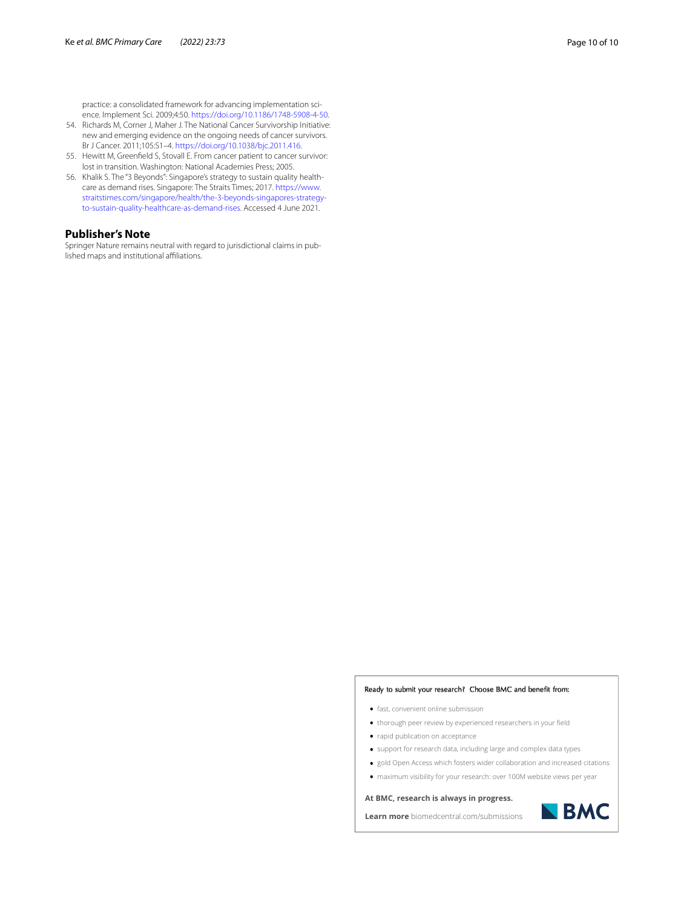practice: a consolidated framework for advancing implementation science. Implement Sci. 2009;4:50. https://doi.org/10.1186/1748-5908-4-50.

54. Richards M, Corner J, Maher J. The National Cancer Survivorship Initiative: new and emerging evidence on the ongoing needs of cancer survivors. Br J Cancer. 2011;105:S1–4. https://doi.org/10.1038/bjc.2011.416.
55. Hewitt M, Greenfield S, Stovall E. From cancer patient to cancer survivor: lost in transition. Washington: National Academies Press; 2005.
56. Khalik S. The "3 Beyonds": Singapore's strategy to sustain quality healthcare as demand rises. Singapore: The Straits Times; 2017. https://www.straitstimes.com/singapore/health/the-3-beyonds-singapores-strategy-to-sustain-quality-healthcare-as-demand-rises. Accessed 4 June 2021.

## Publisher's Note

Springer Nature remains neutral with regard to jurisdictional claims in published maps and institutional affiliations.

Ready to submit your research? Choose BMC and benefit from:

- fast, convenient online submission
- thorough peer review by experienced researchers in your field
- rapid publication on acceptance
- support for research data, including large and complex data types
- gold Open Access which fosters wider collaboration and increased citations
- maximum visibility for your research: over 100M website views per year

**At BMC, research is always in progress.**

**Learn more** biomedcentral.com/submissions

BMC